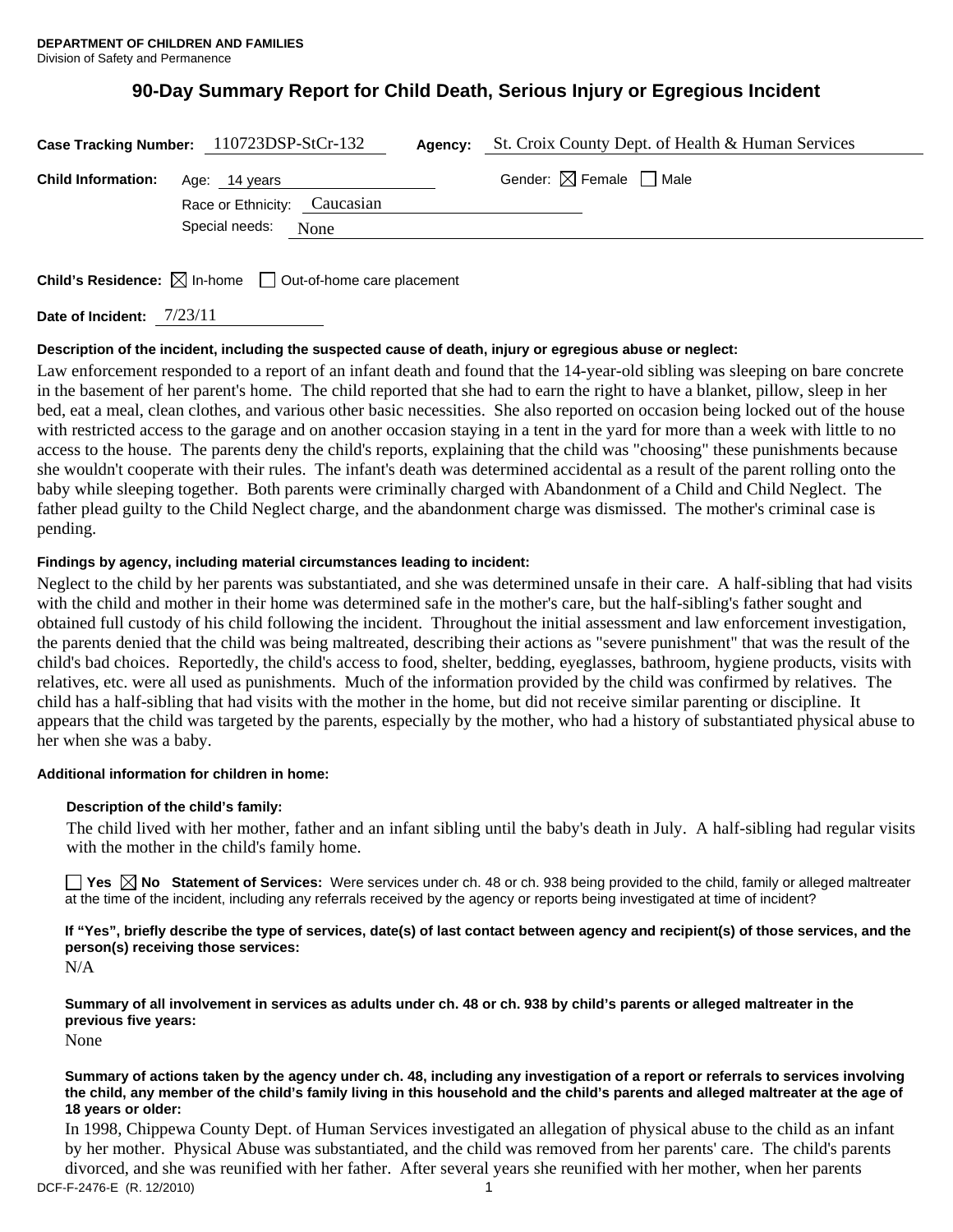**DEPARTMENT OF CHILDREN AND FAMILIES**
Division of Safety and Permanence

# 90-Day Summary Report for Child Death, Serious Injury or Egregious Incident

**Case Tracking Number:** 110723DSP-StCr-132 **Agency:** St. Croix County Dept. of Health & Human Services

**Child Information:** Age: 14 years Gender: ☒ Female ☐ Male

Race or Ethnicity: Caucasian

Special needs: None

**Child's Residence:** ☒ In-home ☐ Out-of-home care placement

**Date of Incident:** 7/23/11

**Description of the incident, including the suspected cause of death, injury or egregious abuse or neglect:**

Law enforcement responded to a report of an infant death and found that the 14-year-old sibling was sleeping on bare concrete in the basement of her parent's home. The child reported that she had to earn the right to have a blanket, pillow, sleep in her bed, eat a meal, clean clothes, and various other basic necessities. She also reported on occasion being locked out of the house with restricted access to the garage and on another occasion staying in a tent in the yard for more than a week with little to no access to the house. The parents deny the child's reports, explaining that the child was "choosing" these punishments because she wouldn't cooperate with their rules. The infant's death was determined accidental as a result of the parent rolling onto the baby while sleeping together. Both parents were criminally charged with Abandonment of a Child and Child Neglect. The father plead guilty to the Child Neglect charge, and the abandonment charge was dismissed. The mother's criminal case is pending.

**Findings by agency, including material circumstances leading to incident:**

Neglect to the child by her parents was substantiated, and she was determined unsafe in their care. A half-sibling that had visits with the child and mother in their home was determined safe in the mother's care, but the half-sibling's father sought and obtained full custody of his child following the incident. Throughout the initial assessment and law enforcement investigation, the parents denied that the child was being maltreated, describing their actions as "severe punishment" that was the result of the child's bad choices. Reportedly, the child's access to food, shelter, bedding, eyeglasses, bathroom, hygiene products, visits with relatives, etc. were all used as punishments. Much of the information provided by the child was confirmed by relatives. The child has a half-sibling that had visits with the mother in the home, but did not receive similar parenting or discipline. It appears that the child was targeted by the parents, especially by the mother, who had a history of substantiated physical abuse to her when she was a baby.

**Additional information for children in home:**

**Description of the child's family:**

The child lived with her mother, father and an infant sibling until the baby's death in July. A half-sibling had regular visits with the mother in the child's family home.

☐ Yes ☒ No **Statement of Services:** Were services under ch. 48 or ch. 938 being provided to the child, family or alleged maltreater at the time of the incident, including any referrals received by the agency or reports being investigated at time of incident?

**If "Yes", briefly describe the type of services, date(s) of last contact between agency and recipient(s) of those services, and the person(s) receiving those services:**

N/A

**Summary of all involvement in services as adults under ch. 48 or ch. 938 by child's parents or alleged maltreater in the previous five years:**

None

**Summary of actions taken by the agency under ch. 48, including any investigation of a report or referrals to services involving the child, any member of the child's family living in this household and the child's parents and alleged maltreater at the age of 18 years or older:**

In 1998, Chippewa County Dept. of Human Services investigated an allegation of physical abuse to the child as an infant by her mother. Physical Abuse was substantiated, and the child was removed from her parents' care. The child's parents divorced, and she was reunified with her father. After several years she reunified with her mother, when her parents

DCF-F-2476-E (R. 12/2010)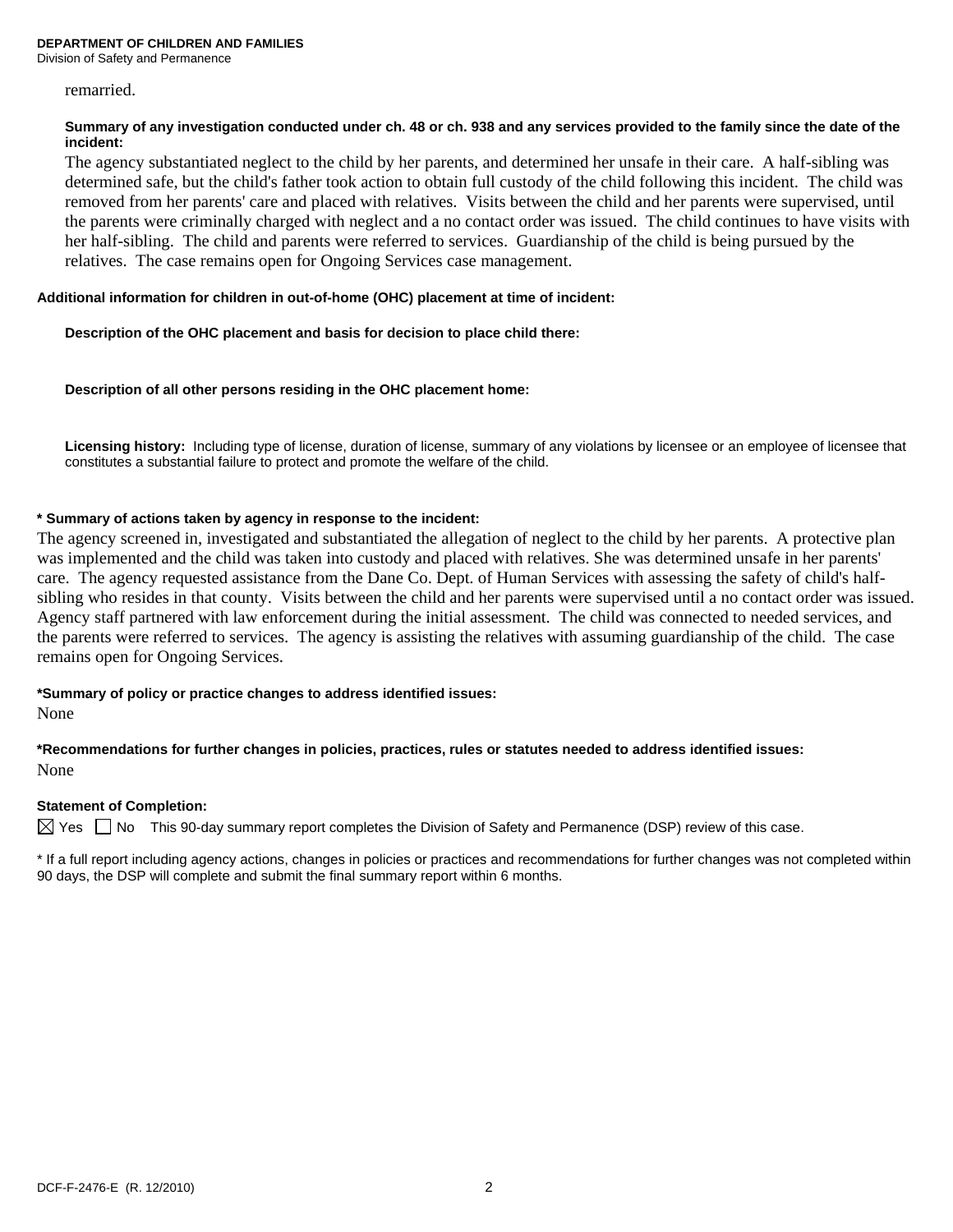remarried.

**Summary of any investigation conducted under ch. 48 or ch. 938 and any services provided to the family since the date of the incident:**

The agency substantiated neglect to the child by her parents, and determined her unsafe in their care. A half-sibling was determined safe, but the child's father took action to obtain full custody of the child following this incident. The child was removed from her parents' care and placed with relatives. Visits between the child and her parents were supervised, until the parents were criminally charged with neglect and a no contact order was issued. The child continues to have visits with her half-sibling. The child and parents were referred to services. Guardianship of the child is being pursued by the relatives. The case remains open for Ongoing Services case management.

**Additional information for children in out-of-home (OHC) placement at time of incident:**

**Description of the OHC placement and basis for decision to place child there:**

**Description of all other persons residing in the OHC placement home:**

**Licensing history:** Including type of license, duration of license, summary of any violations by licensee or an employee of licensee that constitutes a substantial failure to protect and promote the welfare of the child.

**\* Summary of actions taken by agency in response to the incident:**

The agency screened in, investigated and substantiated the allegation of neglect to the child by her parents. A protective plan was implemented and the child was taken into custody and placed with relatives. She was determined unsafe in her parents' care. The agency requested assistance from the Dane Co. Dept. of Human Services with assessing the safety of child's half-sibling who resides in that county. Visits between the child and her parents were supervised until a no contact order was issued. Agency staff partnered with law enforcement during the initial assessment. The child was connected to needed services, and the parents were referred to services. The agency is assisting the relatives with assuming guardianship of the child. The case remains open for Ongoing Services.

**\*Summary of policy or practice changes to address identified issues:**

None

**\*Recommendations for further changes in policies, practices, rules or statutes needed to address identified issues:**

None

**Statement of Completion:**

☒ Yes ☐ No This 90-day summary report completes the Division of Safety and Permanence (DSP) review of this case.

\* If a full report including agency actions, changes in policies or practices and recommendations for further changes was not completed within 90 days, the DSP will complete and submit the final summary report within 6 months.